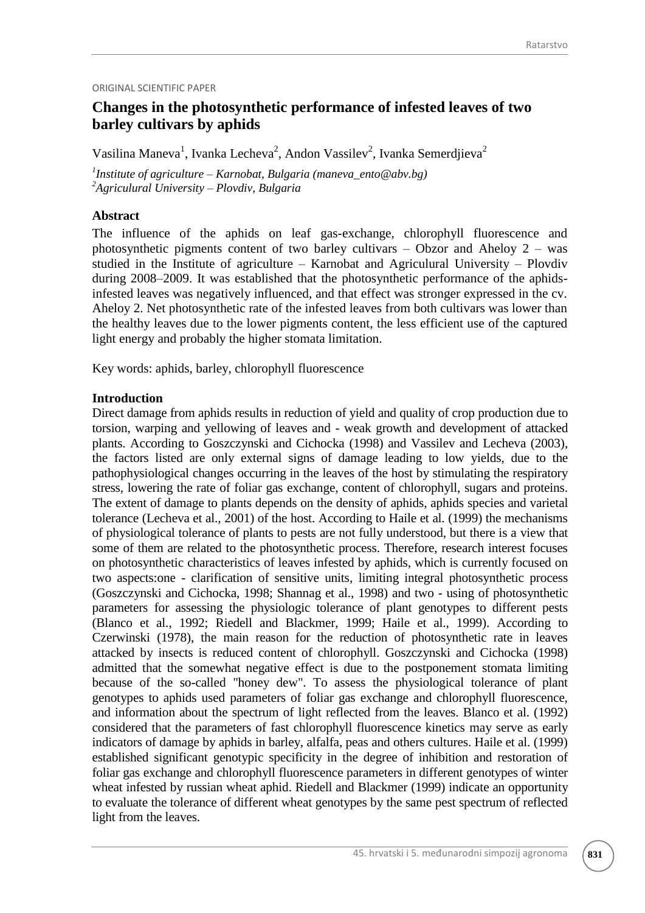ORIGINAL SCIENTIFIC PAPER

# Changes in the photosynthetic performance of infested leaves of two barley cultivars by aphids

Vasilina Maneva[1], Ivanka Lecheva[2], Andon Vassilev[2], Ivanka Semerdjieva[2]

*[1]Institute of agriculture – Karnobat, Bulgaria (maneva_ento@abv.bg)*
*[2]Agriculural University – Plovdiv, Bulgaria*

## Abstract

The influence of the aphids on leaf gas-exchange, chlorophyll fluorescence and photosynthetic pigments content of two barley cultivars – Obzor and Aheloy 2 – was studied in the Institute of agriculture – Karnobat and Agriculural University – Plovdiv during 2008–2009. It was established that the photosynthetic performance of the aphids-infested leaves was negatively influenced, and that effect was stronger expressed in the cv. Aheloy 2. Net photosynthetic rate of the infested leaves from both cultivars was lower than the healthy leaves due to the lower pigments content, the less efficient use of the captured light energy and probably the higher stomata limitation.

Key words: aphids, barley, chlorophyll fluorescence

## Introduction

Direct damage from aphids results in reduction of yield and quality of crop production due to torsion, warping and yellowing of leaves and - weak growth and development of attacked plants. According to Goszczynski and Cichocka (1998) and Vassilev and Lecheva (2003), the factors listed are only external signs of damage leading to low yields, due to the pathophysiological changes occurring in the leaves of the host by stimulating the respiratory stress, lowering the rate of foliar gas exchange, content of chlorophyll, sugars and proteins. The extent of damage to plants depends on the density of aphids, aphids species and varietal tolerance (Lecheva et al., 2001) of the host. According to Haile et al. (1999) the mechanisms of physiological tolerance of plants to pests are not fully understood, but there is a view that some of them are related to the photosynthetic process. Therefore, research interest focuses on photosynthetic characteristics of leaves infested by aphids, which is currently focused on two aspects:one - clarification of sensitive units, limiting integral photosynthetic process (Goszczynski and Cichocka, 1998; Shannag et al., 1998) and two - using of photosynthetic parameters for assessing the physiologic tolerance of plant genotypes to different pests (Blanco et al., 1992; Riedell and Blackmer, 1999; Haile et al., 1999). According to Czerwinski (1978), the main reason for the reduction of photosynthetic rate in leaves attacked by insects is reduced content of chlorophyll. Goszczynski and Cichocka (1998) admitted that the somewhat negative effect is due to the postponement stomata limiting because of the so-called "honey dew". To assess the physiological tolerance of plant genotypes to aphids used parameters of foliar gas exchange and chlorophyll fluorescence, and information about the spectrum of light reflected from the leaves. Blanco et al. (1992) considered that the parameters of fast chlorophyll fluorescence kinetics may serve as early indicators of damage by aphids in barley, alfalfa, peas and others cultures. Haile et al. (1999) established significant genotypic specificity in the degree of inhibition and restoration of foliar gas exchange and chlorophyll fluorescence parameters in different genotypes of winter wheat infested by russian wheat aphid. Riedell and Blackmer (1999) indicate an opportunity to evaluate the tolerance of different wheat genotypes by the same pest spectrum of reflected light from the leaves.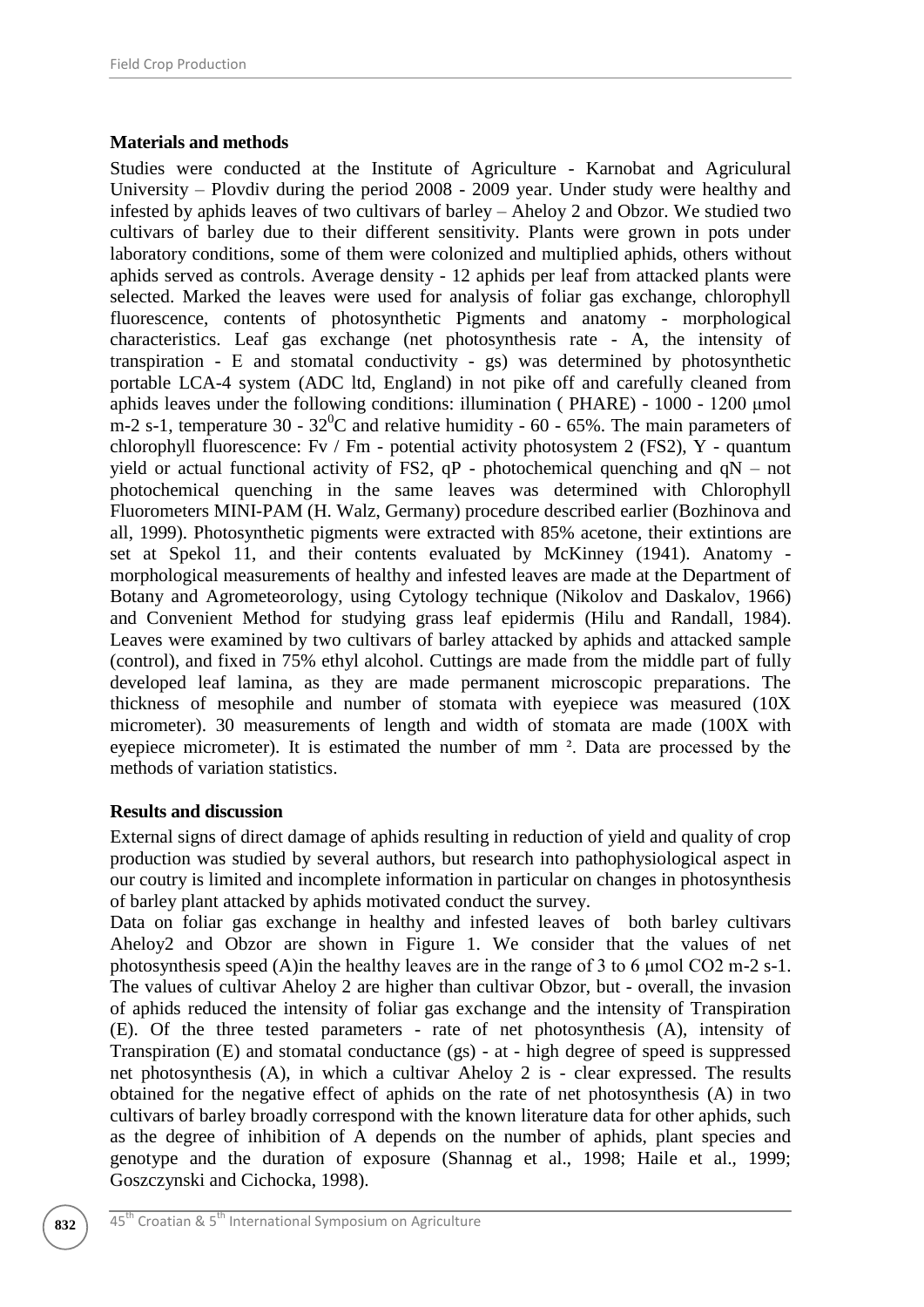## Materials and methods

Studies were conducted at the Institute of Agriculture - Karnobat and Agriculural University – Plovdiv during the period 2008 - 2009 year. Under study were healthy and infested by aphids leaves of two cultivars of barley – Aheloy 2 and Obzor. We studied two cultivars of barley due to their different sensitivity. Plants were grown in pots under laboratory conditions, some of them were colonized and multiplied aphids, others without aphids served as controls. Average density - 12 aphids per leaf from attacked plants were selected. Marked the leaves were used for analysis of foliar gas exchange, chlorophyll fluorescence, contents of photosynthetic Pigments and anatomy - morphological characteristics. Leaf gas exchange (net photosynthesis rate - A, the intensity of transpiration - E and stomatal conductivity - gs) was determined by photosynthetic portable LCA-4 system (ADC ltd, England) in not pike off and carefully cleaned from aphids leaves under the following conditions: illumination ( PHARE) - 1000 - 1200 μmol m-2 s-1, temperature 30 - 32$^0$C and relative humidity - 60 - 65%. The main parameters of chlorophyll fluorescence: Fv / Fm - potential activity photosystem 2 (FS2), Y - quantum yield or actual functional activity of FS2, qP - photochemical quenching and qN – not photochemical quenching in the same leaves was determined with Chlorophyll Fluorometers MINI-PAM (H. Walz, Germany) procedure described earlier (Bozhinova and all, 1999). Photosynthetic pigments were extracted with 85% acetone, their extintions are set at Spekol 11, and their contents evaluated by McKinney (1941). Anatomy - morphological measurements of healthy and infested leaves are made at the Department of Botany and Agrometeorology, using Cytology technique (Nikolov and Daskalov, 1966) and Convenient Method for studying grass leaf epidermis (Hilu and Randall, 1984). Leaves were examined by two cultivars of barley attacked by aphids and attacked sample (control), and fixed in 75% ethyl alcohol. Cuttings are made from the middle part of fully developed leaf lamina, as they are made permanent microscopic preparations. The thickness of mesophile and number of stomata with eyepiece was measured (10X micrometer). 30 measurements of length and width of stomata are made (100X with eyepiece micrometer). It is estimated the number of mm $^2$. Data are processed by the methods of variation statistics.

## Results and discussion

External signs of direct damage of aphids resulting in reduction of yield and quality of crop production was studied by several authors, but research into pathophysiological aspect in our coutry is limited and incomplete information in particular on changes in photosynthesis of barley plant attacked by aphids motivated conduct the survey.

Data on foliar gas exchange in healthy and infested leaves of both barley cultivars Aheloy2 and Obzor are shown in Figure 1. We consider that the values of net photosynthesis speed (A)in the healthy leaves are in the range of 3 to 6 μmol $CO_2$ m-2 s-1. The values of cultivar Aheloy 2 are higher than cultivar Obzor, but - overall, the invasion of aphids reduced the intensity of foliar gas exchange and the intensity of Transpiration (E). Of the three tested parameters - rate of net photosynthesis (A), intensity of Transpiration (E) and stomatal conductance (gs) - at - high degree of speed is suppressed net photosynthesis (A), in which a cultivar Aheloy 2 is - clear expressed. The results obtained for the negative effect of aphids on the rate of net photosynthesis (A) in two cultivars of barley broadly correspond with the known literature data for other aphids, such as the degree of inhibition of A depends on the number of aphids, plant species and genotype and the duration of exposure (Shannag et al., 1998; Haile et al., 1999; Goszczynski and Cichocka, 1998).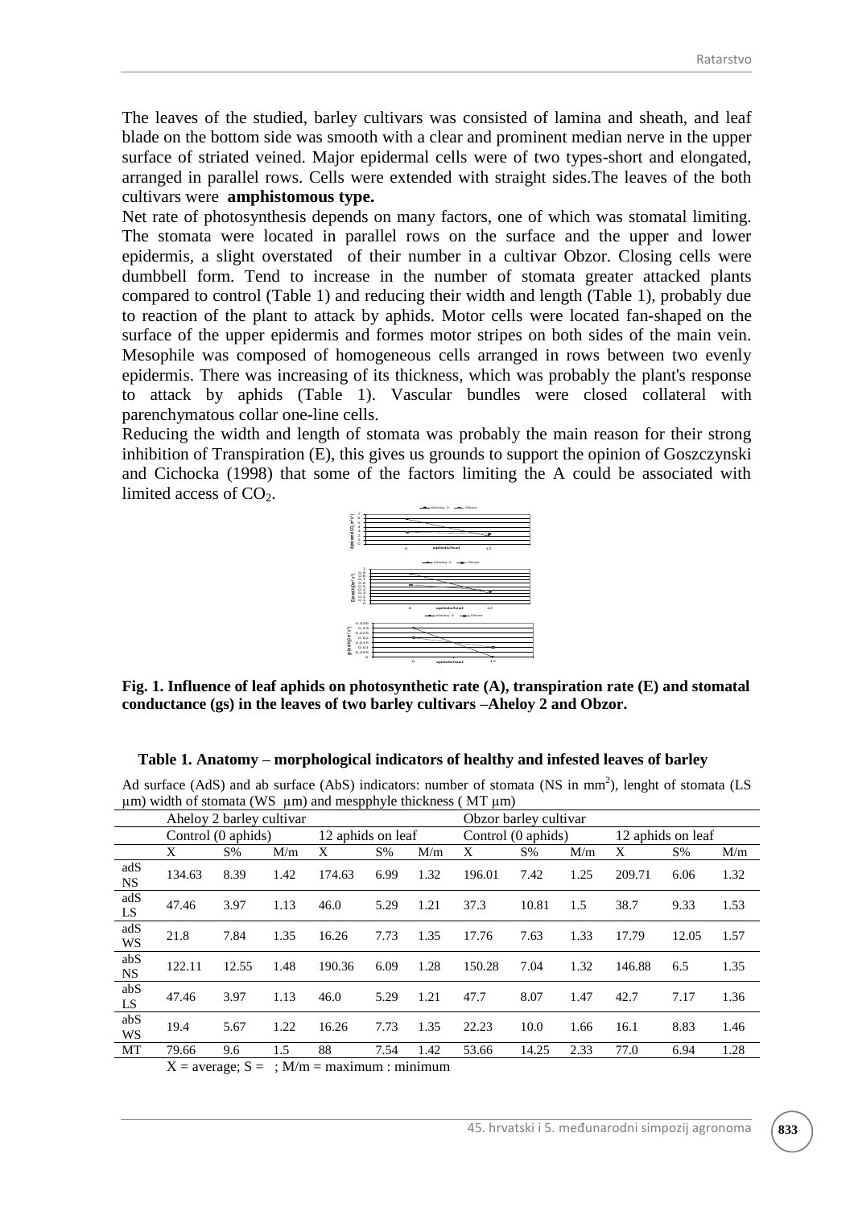The leaves of the studied, barley cultivars was consisted of lamina and sheath, and leaf blade on the bottom side was smooth with a clear and prominent median nerve in the upper surface of striated veined. Major epidermal cells were of two types-short and elongated, arranged in parallel rows. Cells were extended with straight sides.The leaves of the both cultivars were **amphistomous type.**

Net rate of photosynthesis depends on many factors, one of which was stomatal limiting. The stomata were located in parallel rows on the surface and the upper and lower epidermis, a slight overstated of their number in a cultivar Obzor. Closing cells were dumbbell form. Tend to increase in the number of stomata greater attacked plants compared to control (Table 1) and reducing their width and length (Table 1), probably due to reaction of the plant to attack by aphids. Motor cells were located fan-shaped on the surface of the upper epidermis and formes motor stripes on both sides of the main vein. Mesophile was composed of homogeneous cells arranged in rows between two evenly epidermis. There was increasing of its thickness, which was probably the plant's response to attack by aphids (Table 1). Vascular bundles were closed collateral with parenchymatous collar one-line cells.

Reducing the width and length of stomata was probably the main reason for their strong inhibition of Transpiration (E), this gives us grounds to support the opinion of Goszczynski and Cichocka (1998) that some of the factors limiting the A could be associated with limited access of $CO_2$.

**Fig. 1. Influence of leaf aphids on photosynthetic rate (A), transpiration rate (E) and stomatal conductance (gs) in the leaves of two barley cultivars –Aheloy 2 and Obzor.**

**Table 1. Anatomy – morphological indicators of healthy and infested leaves of barley**

Ad surface (AdS) and ab surface (AbS) indicators: number of stomata (NS in $mm^2$), lenght of stomata (LS μm) width of stomata (WS μm) and mespphyle thickness ( MT μm)

| | Aheloy 2 barley cultivar | | | | | | Obzor barley cultivar | | | | | |
|---|---|---|---|---|---|---|---|---|---|---|---|---|
| | Control (0 aphids) | | | 12 aphids on leaf | | | Control (0 aphids) | | | 12 aphids on leaf | | |
| | X | S% | M/m | X | S% | M/m | X | S% | M/m | X | S% | M/m |
| adS NS | 134.63 | 8.39 | 1.42 | 174.63 | 6.99 | 1.32 | 196.01 | 7.42 | 1.25 | 209.71 | 6.06 | 1.32 |
| adS LS | 47.46 | 3.97 | 1.13 | 46.0 | 5.29 | 1.21 | 37.3 | 10.81 | 1.5 | 38.7 | 9.33 | 1.53 |
| adS WS | 21.8 | 7.84 | 1.35 | 16.26 | 7.73 | 1.35 | 17.76 | 7.63 | 1.33 | 17.79 | 12.05 | 1.57 |
| abS NS | 122.11 | 12.55 | 1.48 | 190.36 | 6.09 | 1.28 | 150.28 | 7.04 | 1.32 | 146.88 | 6.5 | 1.35 |
| abS LS | 47.46 | 3.97 | 1.13 | 46.0 | 5.29 | 1.21 | 47.7 | 8.07 | 1.47 | 42.7 | 7.17 | 1.36 |
| abS WS | 19.4 | 5.67 | 1.22 | 16.26 | 7.73 | 1.35 | 22.23 | 10.0 | 1.66 | 16.1 | 8.83 | 1.46 |
| MT | 79.66 | 9.6 | 1.5 | 88 | 7.54 | 1.42 | 53.66 | 14.25 | 2.33 | 77.0 | 6.94 | 1.28 |

X = average; S = ; M/m = maximum : minimum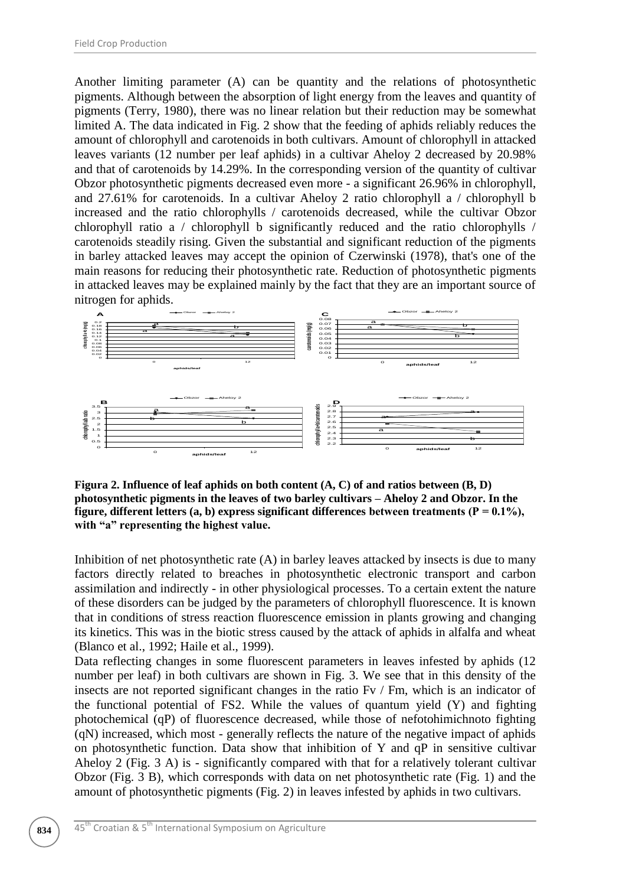Another limiting parameter (A) can be quantity and the relations of photosynthetic pigments. Although between the absorption of light energy from the leaves and quantity of pigments (Terry, 1980), there was no linear relation but their reduction may be somewhat limited A. The data indicated in Fig. 2 show that the feeding of aphids reliably reduces the amount of chlorophyll and carotenoids in both cultivars. Amount of chlorophyll in attacked leaves variants (12 number per leaf aphids) in a cultivar Aheloy 2 decreased by 20.98% and that of carotenoids by 14.29%. In the corresponding version of the quantity of cultivar Obzor photosynthetic pigments decreased even more - a significant 26.96% in chlorophyll, and 27.61% for carotenoids. In a cultivar Aheloy 2 ratio chlorophyll a / chlorophyll b increased and the ratio chlorophylls / carotenoids decreased, while the cultivar Obzor chlorophyll ratio a / chlorophyll b significantly reduced and the ratio chlorophylls / carotenoids steadily rising. Given the substantial and significant reduction of the pigments in barley attacked leaves may accept the opinion of Czerwinski (1978), that's one of the main reasons for reducing their photosynthetic rate. Reduction of photosynthetic pigments in attacked leaves may be explained mainly by the fact that they are an important source of nitrogen for aphids.

**Figura 2. Influence of leaf aphids on both content (A, C) of and ratios between (B, D) photosynthetic pigments in the leaves of two barley cultivars – Aheloy 2 and Obzor. In the figure, different letters (a, b) express significant differences between treatments (P = 0.1%), with "a" representing the highest value.**

Inhibition of net photosynthetic rate (A) in barley leaves attacked by insects is due to many factors directly related to breaches in photosynthetic electronic transport and carbon assimilation and indirectly - in other physiological processes. To a certain extent the nature of these disorders can be judged by the parameters of chlorophyll fluorescence. It is known that in conditions of stress reaction fluorescence emission in plants growing and changing its kinetics. This was in the biotic stress caused by the attack of aphids in alfalfa and wheat (Blanco et al., 1992; Haile et al., 1999).

Data reflecting changes in some fluorescent parameters in leaves infested by aphids (12 number per leaf) in both cultivars are shown in Fig. 3. We see that in this density of the insects are not reported significant changes in the ratio Fv / Fm, which is an indicator of the functional potential of FS2. While the values of quantum yield (Y) and fighting photochemical (qP) of fluorescence decreased, while those of nefotohimichnoto fighting (qN) increased, which most - generally reflects the nature of the negative impact of aphids on photosynthetic function. Data show that inhibition of Y and qP in sensitive cultivar Aheloy 2 (Fig. 3 A) is - significantly compared with that for a relatively tolerant cultivar Obzor (Fig. 3 B), which corresponds with data on net photosynthetic rate (Fig. 1) and the amount of photosynthetic pigments (Fig. 2) in leaves infested by aphids in two cultivars.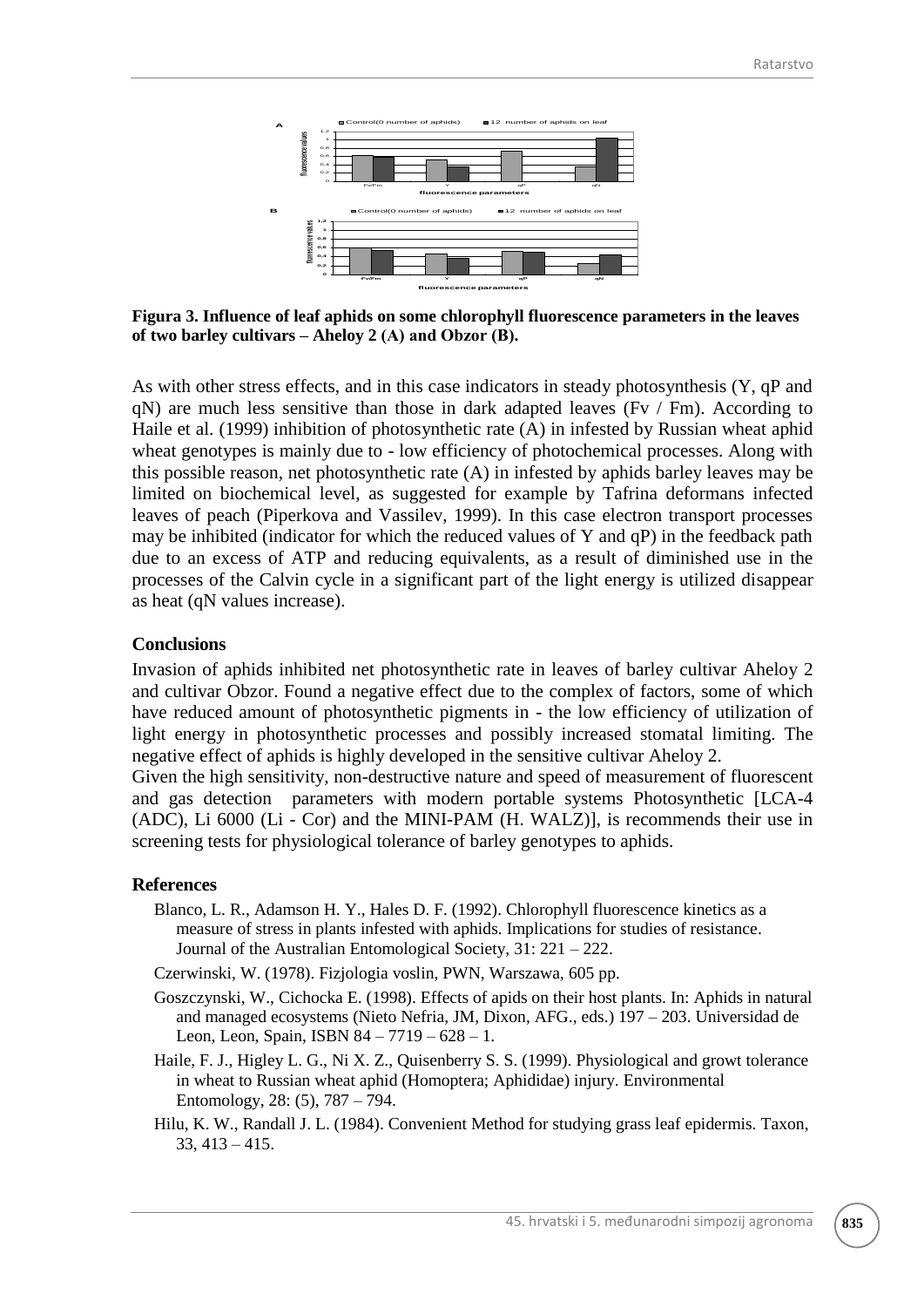**Figura 3. Influence of leaf aphids on some chlorophyll fluorescence parameters in the leaves of two barley cultivars – Aheloy 2 (A) and Obzor (B).**

As with other stress effects, and in this case indicators in steady photosynthesis (Y, qP and qN) are much less sensitive than those in dark adapted leaves (Fv / Fm). According to Haile et al. (1999) inhibition of photosynthetic rate (A) in infested by Russian wheat aphid wheat genotypes is mainly due to - low efficiency of photochemical processes. Along with this possible reason, net photosynthetic rate (A) in infested by aphids barley leaves may be limited on biochemical level, as suggested for example by Tafrina deformans infected leaves of peach (Piperkova and Vassilev, 1999). In this case electron transport processes may be inhibited (indicator for which the reduced values of Y and qP) in the feedback path due to an excess of ATP and reducing equivalents, as a result of diminished use in the processes of the Calvin cycle in a significant part of the light energy is utilized disappear as heat (qN values increase).

## Conclusions

Invasion of aphids inhibited net photosynthetic rate in leaves of barley cultivar Aheloy 2 and cultivar Obzor. Found a negative effect due to the complex of factors, some of which have reduced amount of photosynthetic pigments in - the low efficiency of utilization of light energy in photosynthetic processes and possibly increased stomatal limiting. The negative effect of aphids is highly developed in the sensitive cultivar Aheloy 2.

Given the high sensitivity, non-destructive nature and speed of measurement of fluorescent and gas detection parameters with modern portable systems Photosynthetic [LCA-4 (ADC), Li 6000 (Li - Cor) and the MINI-PAM (H. WALZ)], is recommends their use in screening tests for physiological tolerance of barley genotypes to aphids.

## References

Blanco, L. R., Adamson H. Y., Hales D. F. (1992). Chlorophyll fluorescence kinetics as a measure of stress in plants infested with aphids. Implications for studies of resistance. Journal of the Australian Entomological Society, 31: 221 – 222.

Czerwinski, W. (1978). Fizjologia voslin, PWN, Warszawa, 605 pp.

Goszczynski, W., Cichocka E. (1998). Effects of apids on their host plants. In: Aphids in natural and managed ecosystems (Nieto Nefria, JM, Dixon, AFG., eds.) 197 – 203. Universidad de Leon, Leon, Spain, ISBN 84 – 7719 – 628 – 1.

Haile, F. J., Higley L. G., Ni X. Z., Quisenberry S. S. (1999). Physiological and growt tolerance in wheat to Russian wheat aphid (Homoptera; Aphididae) injury. Environmental Entomology, 28: (5), 787 – 794.

Hilu, K. W., Randall J. L. (1984). Convenient Method for studying grass leaf epidermis. Taxon, 33, 413 – 415.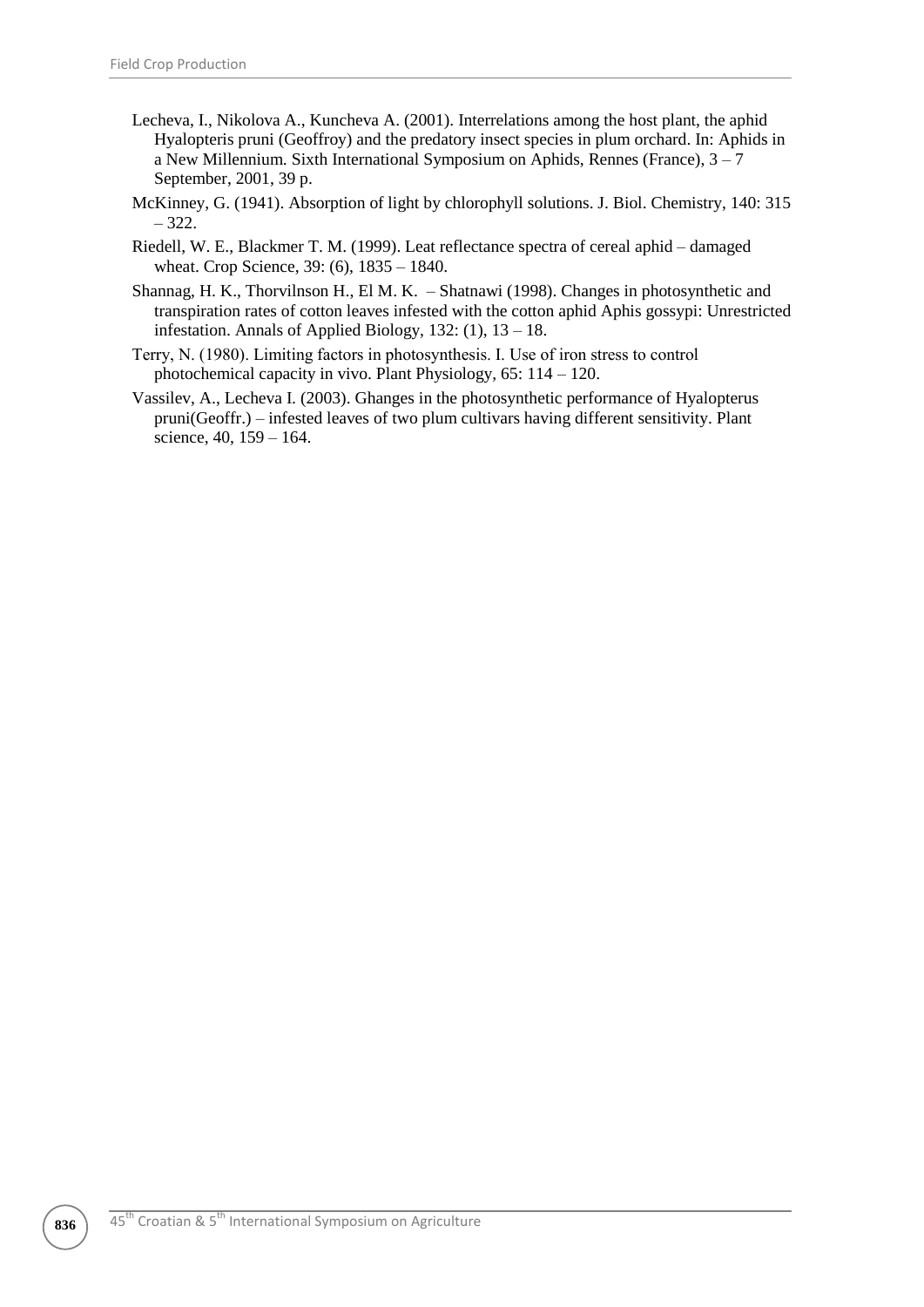Lecheva, I., Nikolova A., Kuncheva A. (2001). Interrelations among the host plant, the aphid Hyalopteris pruni (Geoffroy) and the predatory insect species in plum orchard. In: Aphids in a New Millennium. Sixth International Symposium on Aphids, Rennes (France), 3 – 7 September, 2001, 39 p.

McKinney, G. (1941). Absorption of light by chlorophyll solutions. J. Biol. Chemistry, 140: 315 – 322.

Riedell, W. E., Blackmer T. M. (1999). Leat reflectance spectra of cereal aphid – damaged wheat. Crop Science, 39: (6), 1835 – 1840.

Shannag, H. K., Thorvilnson H., El M. K. – Shatnawi (1998). Changes in photosynthetic and transpiration rates of cotton leaves infested with the cotton aphid Aphis gossypi: Unrestricted infestation. Annals of Applied Biology, 132: (1), 13 – 18.

Terry, N. (1980). Limiting factors in photosynthesis. I. Use of iron stress to control photochemical capacity in vivo. Plant Physiology, 65: 114 – 120.

Vassilev, A., Lecheva I. (2003). Ghanges in the photosynthetic performance of Hyalopterus pruni(Geoffr.) – infested leaves of two plum cultivars having different sensitivity. Plant science, 40, 159 – 164.